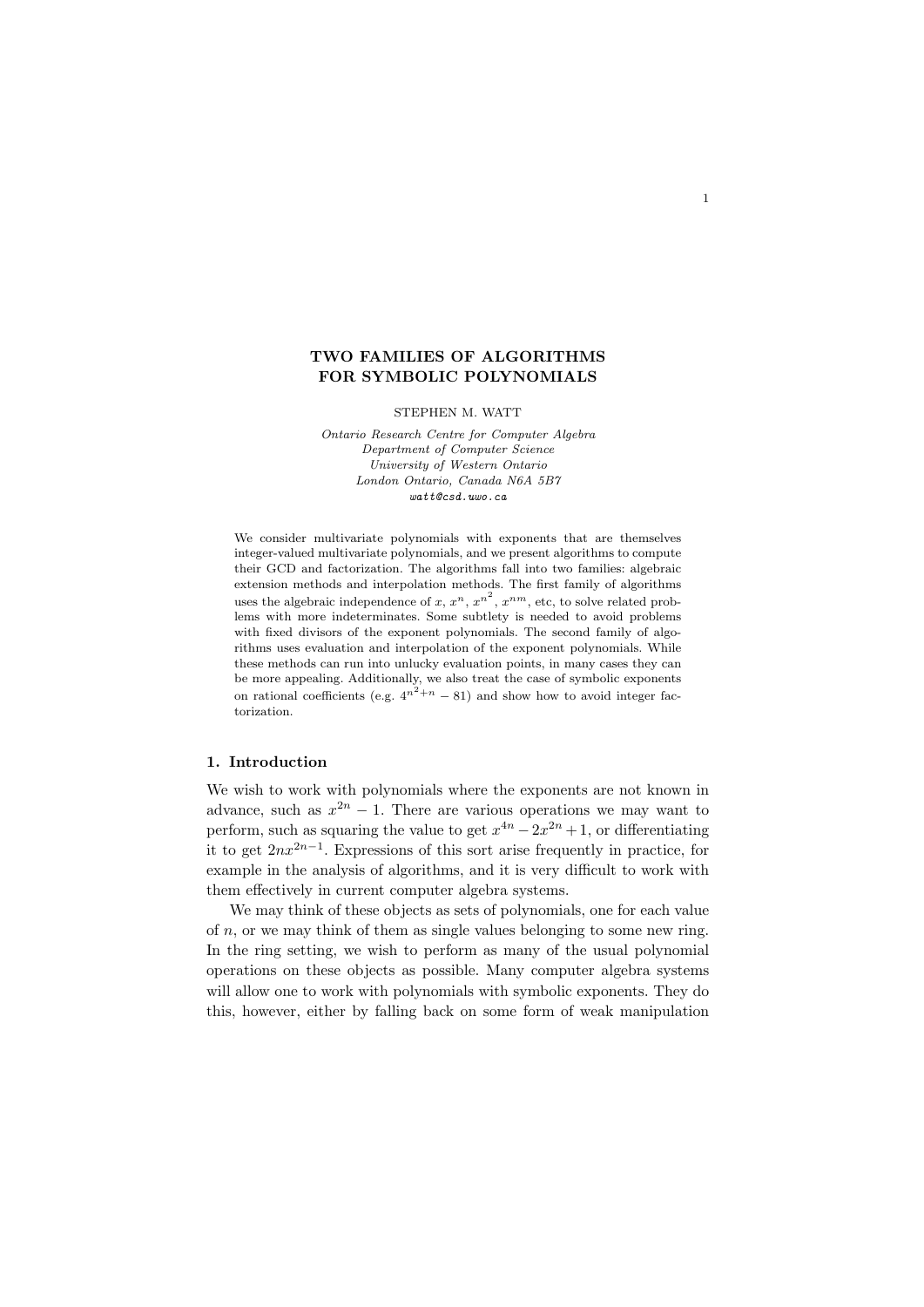# TWO FAMILIES OF ALGORITHMS FOR SYMBOLIC POLYNOMIALS

STEPHEN M. WATT

*Ontario Research Centre for Computer Algebra*
*Department of Computer Science*
*University of Western Ontario*
*London Ontario, Canada N6A 5B7*
*watt@csd.uwo.ca*

We consider multivariate polynomials with exponents that are themselves integer-valued multivariate polynomials, and we present algorithms to compute their GCD and factorization. The algorithms fall into two families: algebraic extension methods and interpolation methods. The first family of algorithms uses the algebraic independence of $x$, $x^n$, $x^{n^2}$, $x^{nm}$, etc, to solve related problems with more indeterminates. Some subtlety is needed to avoid problems with fixed divisors of the exponent polynomials. The second family of algorithms uses evaluation and interpolation of the exponent polynomials. While these methods can run into unlucky evaluation points, in many cases they can be more appealing. Additionally, we also treat the case of symbolic exponents on rational coefficients (e.g. $4^{n^2+n} - 81$) and show how to avoid integer factorization.

## 1. Introduction

We wish to work with polynomials where the exponents are not known in advance, such as $x^{2n} - 1$. There are various operations we may want to perform, such as squaring the value to get $x^{4n} - 2x^{2n} + 1$, or differentiating it to get $2nx^{2n-1}$. Expressions of this sort arise frequently in practice, for example in the analysis of algorithms, and it is very difficult to work with them effectively in current computer algebra systems.

We may think of these objects as sets of polynomials, one for each value of $n$, or we may think of them as single values belonging to some new ring. In the ring setting, we wish to perform as many of the usual polynomial operations on these objects as possible. Many computer algebra systems will allow one to work with polynomials with symbolic exponents. They do this, however, either by falling back on some form of weak manipulation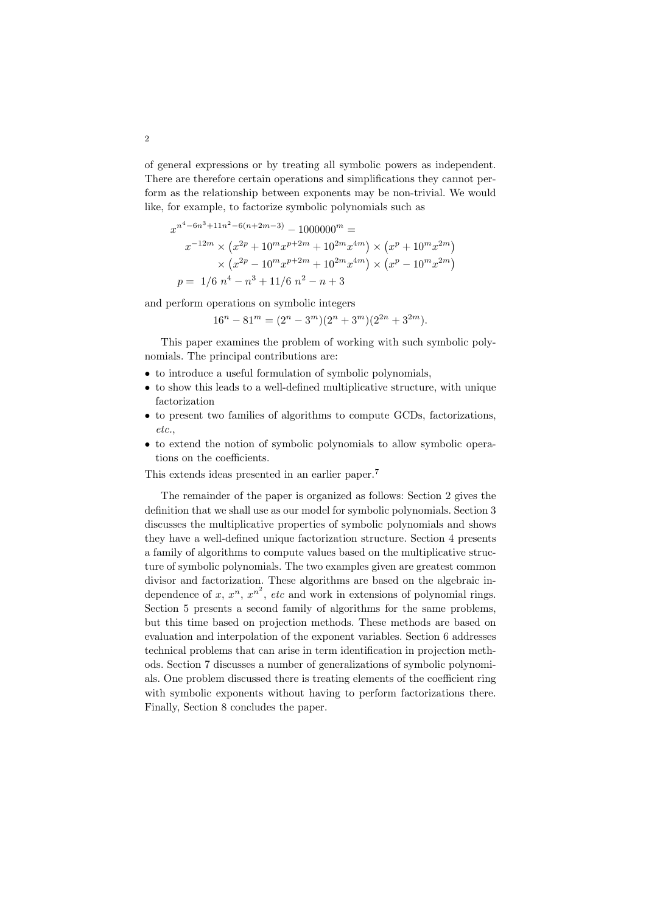of general expressions or by treating all symbolic powers as independent. There are therefore certain operations and simplifications they cannot perform as the relationship between exponents may be non-trivial. We would like, for example, to factorize symbolic polynomials such as

$$
\begin{aligned}
&x^{n^4-6n^3+11n^2-6(n+2m-3)} - 1000000^m = \\
&\quad x^{-12m} \times \left(x^{2p} + 10^m x^{p+2m} + 10^{2m} x^{4m}\right) \times \left(x^p + 10^m x^{2m}\right) \\
&\quad\quad \times \left(x^{2p} - 10^m x^{p+2m} + 10^{2m} x^{4m}\right) \times \left(x^p - 10^m x^{2m}\right) \\
&p = \ 1/6\ n^4 - n^3 + 11/6\ n^2 - n + 3
\end{aligned}
$$

and perform operations on symbolic integers

$$16^n - 81^m = (2^n - 3^m)(2^n + 3^m)(2^{2n} + 3^{2m}).$$

This paper examines the problem of working with such symbolic polynomials. The principal contributions are:

- to introduce a useful formulation of symbolic polynomials,
- to show this leads to a well-defined multiplicative structure, with unique factorization
- to present two families of algorithms to compute GCDs, factorizations, *etc.*,
- to extend the notion of symbolic polynomials to allow symbolic operations on the coefficients.

This extends ideas presented in an earlier paper.[7]

The remainder of the paper is organized as follows: Section 2 gives the definition that we shall use as our model for symbolic polynomials. Section 3 discusses the multiplicative properties of symbolic polynomials and shows they have a well-defined unique factorization structure. Section 4 presents a family of algorithms to compute values based on the multiplicative structure of symbolic polynomials. The two examples given are greatest common divisor and factorization. These algorithms are based on the algebraic independence of $x$, $x^n$, $x^{n^2}$, *etc* and work in extensions of polynomial rings. Section 5 presents a second family of algorithms for the same problems, but this time based on projection methods. These methods are based on evaluation and interpolation of the exponent variables. Section 6 addresses technical problems that can arise in term identification in projection methods. Section 7 discusses a number of generalizations of symbolic polynomials. One problem discussed there is treating elements of the coefficient ring with symbolic exponents without having to perform factorizations there. Finally, Section 8 concludes the paper.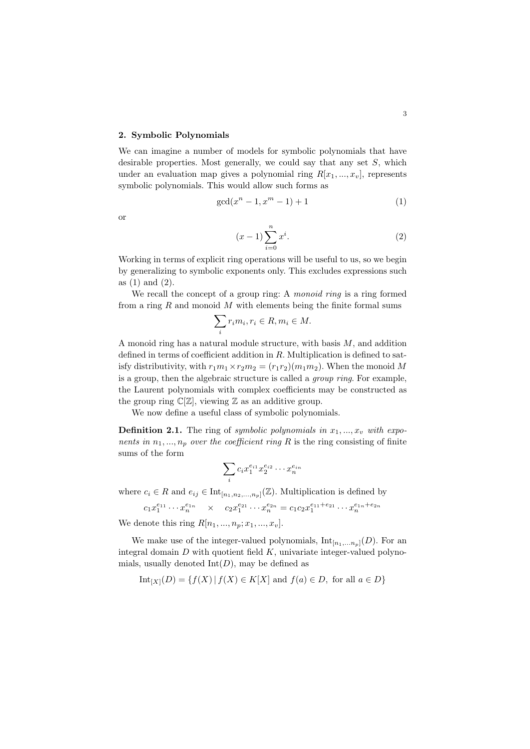## 2. Symbolic Polynomials

We can imagine a number of models for symbolic polynomials that have desirable properties. Most generally, we could say that any set $S$, which under an evaluation map gives a polynomial ring $R[x_1, ..., x_v]$, represents symbolic polynomials. This would allow such forms as

$$\gcd(x^n - 1, x^m - 1) + 1 \tag{1}$$

or

$$(x-1)\sum_{i=0}^{n} x^i. \tag{2}$$

Working in terms of explicit ring operations will be useful to us, so we begin by generalizing to symbolic exponents only. This excludes expressions such as (1) and (2).

We recall the concept of a group ring: A *monoid ring* is a ring formed from a ring $R$ and monoid $M$ with elements being the finite formal sums

$$\sum_i r_i m_i, r_i \in R, m_i \in M.$$

A monoid ring has a natural module structure, with basis $M$, and addition defined in terms of coefficient addition in $R$. Multiplication is defined to satisfy distributivity, with $r_1 m_1 \times r_2 m_2 = (r_1 r_2)(m_1 m_2)$. When the monoid $M$ is a group, then the algebraic structure is called a *group ring*. For example, the Laurent polynomials with complex coefficients may be constructed as the group ring $\mathbb{C}[\mathbb{Z}]$, viewing $\mathbb{Z}$ as an additive group.

We now define a useful class of symbolic polynomials.

**Definition 2.1.** The ring of *symbolic polynomials in $x_1, ..., x_v$ with exponents in $n_1, ..., n_p$ over the coefficient ring $R$* is the ring consisting of finite sums of the form

$$\sum_i c_i x_1^{e_{i1}} x_2^{e_{i2}} \cdots x_n^{e_{in}}$$

where $c_i \in R$ and $e_{ij} \in \mathrm{Int}_{[n_1, n_2, ..., n_p]}(\mathbb{Z})$. Multiplication is defined by

$$c_1 x_1^{e_{11}} \cdots x_n^{e_{1n}} \quad \times \quad c_2 x_1^{e_{21}} \cdots x_n^{e_{2n}} = c_1 c_2 x_1^{e_{11}+e_{21}} \cdots x_n^{e_{1n}+e_{2n}}$$

We denote this ring $R[n_1, ..., n_p; x_1, ..., x_v]$.

We make use of the integer-valued polynomials, $\mathrm{Int}_{[n_1, ... n_p]}(D)$. For an integral domain $D$ with quotient field $K$, univariate integer-valued polynomials, usually denoted $\mathrm{Int}(D)$, may be defined as

$$\mathrm{Int}_{[X]}(D) = \{ f(X) \,|\, f(X) \in K[X] \text{ and } f(a) \in D, \text{ for all } a \in D \}$$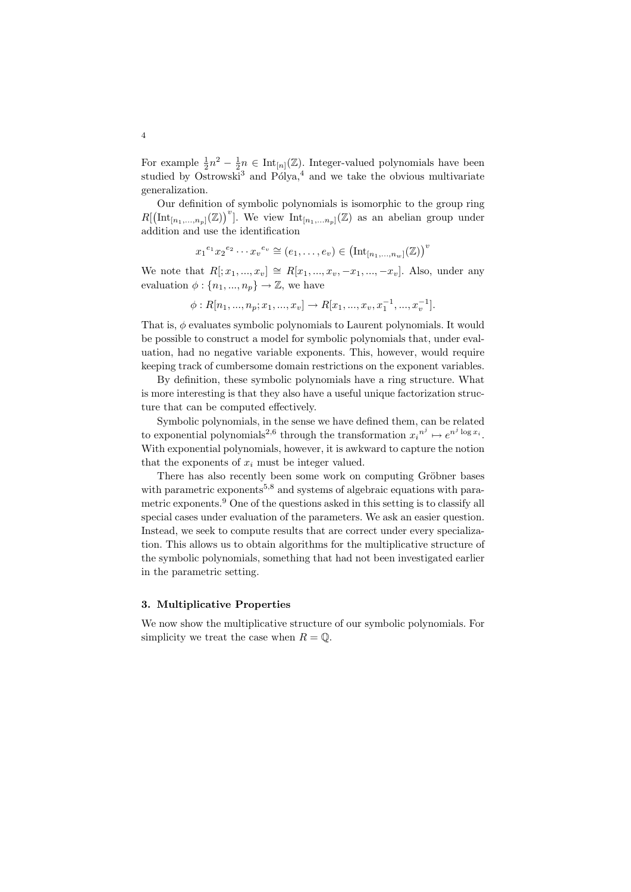For example $\frac{1}{2}n^2 - \frac{1}{2}n \in \mathrm{Int}_{[n]}(\mathbb{Z})$. Integer-valued polynomials have been studied by Ostrowski[3] and Pólya,[4] and we take the obvious multivariate generalization.

Our definition of symbolic polynomials is isomorphic to the group ring $R[\left(\mathrm{Int}_{[n_1,\ldots,n_p]}(\mathbb{Z})\right)^v]$. We view $\mathrm{Int}_{[n_1,\ldots n_p]}(\mathbb{Z})$ as an abelian group under addition and use the identification

$$x_1{}^{e_1} x_2{}^{e_2} \cdots x_v{}^{e_v} \cong (e_1, \ldots, e_v) \in \left(\mathrm{Int}_{[n_1,\ldots,n_w]}(\mathbb{Z})\right)^v$$

We note that $R[;x_1,...,x_v] \cong R[x_1,...,x_v,-x_1,...,-x_v]$. Also, under any evaluation $\phi : \{n_1,...,n_p\} \to \mathbb{Z}$, we have

$$\phi : R[n_1,...,n_p; x_1,...,x_v] \to R[x_1,...,x_v,x_1^{-1},...,x_v^{-1}].$$

That is, $\phi$ evaluates symbolic polynomials to Laurent polynomials. It would be possible to construct a model for symbolic polynomials that, under evaluation, had no negative variable exponents. This, however, would require keeping track of cumbersome domain restrictions on the exponent variables.

By definition, these symbolic polynomials have a ring structure. What is more interesting is that they also have a useful unique factorization structure that can be computed effectively.

Symbolic polynomials, in the sense we have defined them, can be related to exponential polynomials[2,6] through the transformation $x_i{}^{n^j} \mapsto e^{n^j \log x_i}$. With exponential polynomials, however, it is awkward to capture the notion that the exponents of $x_i$ must be integer valued.

There has also recently been some work on computing Gröbner bases with parametric exponents[5,8] and systems of algebraic equations with parametric exponents.[9] One of the questions asked in this setting is to classify all special cases under evaluation of the parameters. We ask an easier question. Instead, we seek to compute results that are correct under every specialization. This allows us to obtain algorithms for the multiplicative structure of the symbolic polynomials, something that had not been investigated earlier in the parametric setting.

## 3. Multiplicative Properties

We now show the multiplicative structure of our symbolic polynomials. For simplicity we treat the case when $R = \mathbb{Q}$.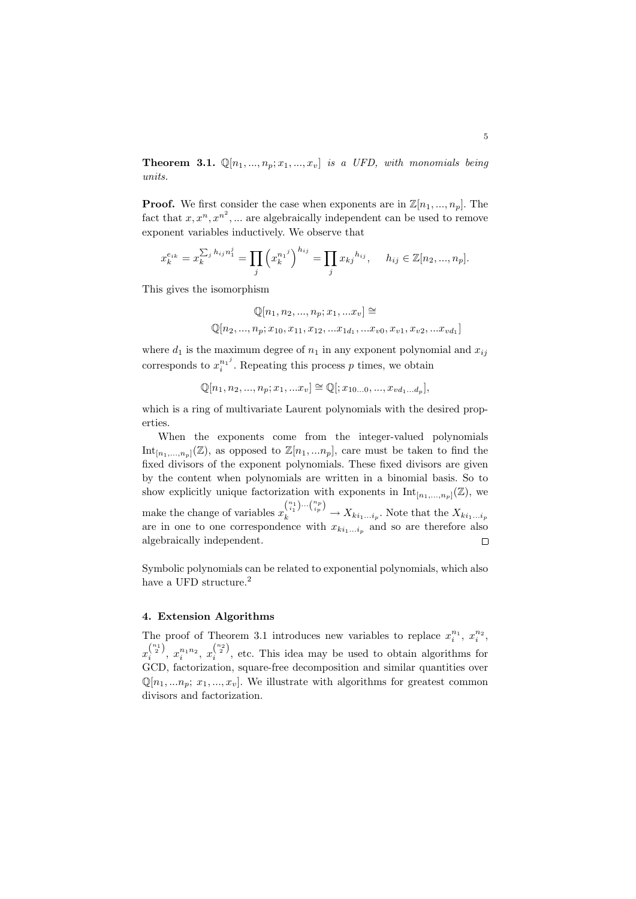**Theorem 3.1.** *$\mathbb{Q}[n_1, ..., n_p; x_1, ..., x_v]$ is a UFD, with monomials being units.*

**Proof.** We first consider the case when exponents are in $\mathbb{Z}[n_1, ..., n_p]$. The fact that $x, x^n, x^{n^2}, ...$ are algebraically independent can be used to remove exponent variables inductively. We observe that

$$x_k^{e_{ik}} = x_k^{\sum_j h_{ij} n_1^j} = \prod_j \left( x_k^{n_1{}^j} \right)^{h_{ij}} = \prod_j x_{kj}{}^{h_{ij}}, \quad h_{ij} \in \mathbb{Z}[n_2, ..., n_p].$$

This gives the isomorphism

$$\mathbb{Q}[n_1, n_2, ..., n_p; x_1, ...x_v] \cong$$
$$\mathbb{Q}[n_2, ..., n_p; x_{10}, x_{11}, x_{12}, ...x_{1d_1}, ...x_{v0}, x_{v1}, x_{v2}, ...x_{vd_1}]$$

where $d_1$ is the maximum degree of $n_1$ in any exponent polynomial and $x_{ij}$ corresponds to $x_i^{n_1{}^j}$. Repeating this process $p$ times, we obtain

$$\mathbb{Q}[n_1, n_2, ..., n_p; x_1, ...x_v] \cong \mathbb{Q}[; x_{10...0}, ..., x_{vd_1...d_p}],$$

which is a ring of multivariate Laurent polynomials with the desired properties.

When the exponents come from the integer-valued polynomials $\mathrm{Int}_{[n_1,...,n_p]}(\mathbb{Z})$, as opposed to $\mathbb{Z}[n_1, ...n_p]$, care must be taken to find the fixed divisors of the exponent polynomials. These fixed divisors are given by the content when polynomials are written in a binomial basis. So to show explicitly unique factorization with exponents in $\mathrm{Int}_{[n_1,...,n_p]}(\mathbb{Z})$, we make the change of variables $x_k^{\binom{n_1}{i_1} \cdots \binom{n_p}{i_p}} \to X_{ki_1...i_p}$. Note that the $X_{ki_1...i_p}$ are in one to one correspondence with $x_{ki_1...i_p}$ and so are therefore also algebraically independent. $\square$

Symbolic polynomials can be related to exponential polynomials, which also have a UFD structure.[2]

## 4. Extension Algorithms

The proof of Theorem 3.1 introduces new variables to replace $x_i^{n_1}$, $x_i^{n_2}$, $x_i^{\binom{n_1}{2}}$, $x_i^{n_1 n_2}$, $x_i^{\binom{n_2}{2}}$, etc. This idea may be used to obtain algorithms for GCD, factorization, square-free decomposition and similar quantities over $\mathbb{Q}[n_1, ...n_p;\ x_1, ..., x_v]$. We illustrate with algorithms for greatest common divisors and factorization.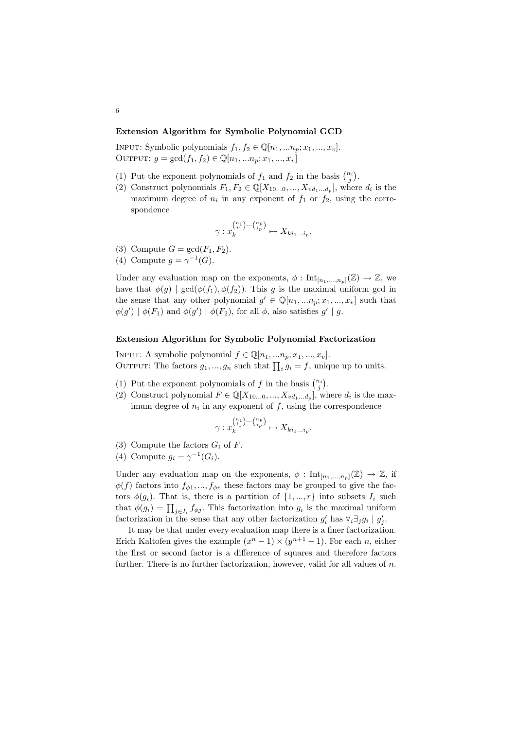**Extension Algorithm for Symbolic Polynomial GCD**

INPUT: Symbolic polynomials $f_1, f_2 \in \mathbb{Q}[n_1, ...n_p; x_1, ..., x_v]$.
OUTPUT: $g = \gcd(f_1, f_2) \in \mathbb{Q}[n_1, ...n_p; x_1, ..., x_v]$

(1) Put the exponent polynomials of $f_1$ and $f_2$ in the basis $\binom{n_i}{j}$.
(2) Construct polynomials $F_1, F_2 \in \mathbb{Q}[X_{10...0}, ..., X_{vd_1...d_p}]$, where $d_i$ is the maximum degree of $n_i$ in any exponent of $f_1$ or $f_2$, using the correspondence

$$\gamma : x_k^{\binom{n_1}{i_1} \cdots \binom{n_p}{i_p}} \mapsto X_{ki_1...i_p}.$$

(3) Compute $G = \gcd(F_1, F_2)$.
(4) Compute $g = \gamma^{-1}(G)$.

Under any evaluation map on the exponents, $\phi : \mathrm{Int}_{[n_1,...,n_p]}(\mathbb{Z}) \to \mathbb{Z}$, we have that $\phi(g) \mid \gcd(\phi(f_1), \phi(f_2))$. This $g$ is the maximal uniform gcd in the sense that any other polynomial $g' \in \mathbb{Q}[n_1, ...n_p; x_1, ..., x_v]$ such that $\phi(g') \mid \phi(F_1)$ and $\phi(g') \mid \phi(F_2)$, for all $\phi$, also satisfies $g' \mid g$.

**Extension Algorithm for Symbolic Polynomial Factorization**

INPUT: A symbolic polynomial $f \in \mathbb{Q}[n_1, ...n_p; x_1, ..., x_v]$.
OUTPUT: The factors $g_1, ..., g_n$ such that $\prod_i g_i = f$, unique up to units.

(1) Put the exponent polynomials of $f$ in the basis $\binom{n_i}{j}$.
(2) Construct polynomial $F \in \mathbb{Q}[X_{10...0}, ..., X_{vd_1...d_p}]$, where $d_i$ is the maximum degree of $n_i$ in any exponent of $f$, using the correspondence

$$\gamma : x_k^{\binom{n_1}{i_1} \cdots \binom{n_p}{i_p}} \mapsto X_{ki_1...i_p}.$$

(3) Compute the factors $G_i$ of $F$.
(4) Compute $g_i = \gamma^{-1}(G_i)$.

Under any evaluation map on the exponents, $\phi : \mathrm{Int}_{[n_1,...,n_p]}(\mathbb{Z}) \to \mathbb{Z}$, if $\phi(f)$ factors into $f_{\phi 1}, ..., f_{\phi r}$ these factors may be grouped to give the factors $\phi(g_i)$. That is, there is a partition of $\{1, ..., r\}$ into subsets $I_i$ such that $\phi(g_i) = \prod_{j \in I_i} f_{\phi j}$. This factorization into $g_i$ is the maximal uniform factorization in the sense that any other factorization $g_i'$ has $\forall_i \exists_j g_i \mid g_j'$.

It may be that under every evaluation map there is a finer factorization. Erich Kaltofen gives the example $(x^n - 1) \times (y^{n+1} - 1)$. For each $n$, either the first or second factor is a difference of squares and therefore factors further. There is no further factorization, however, valid for all values of $n$.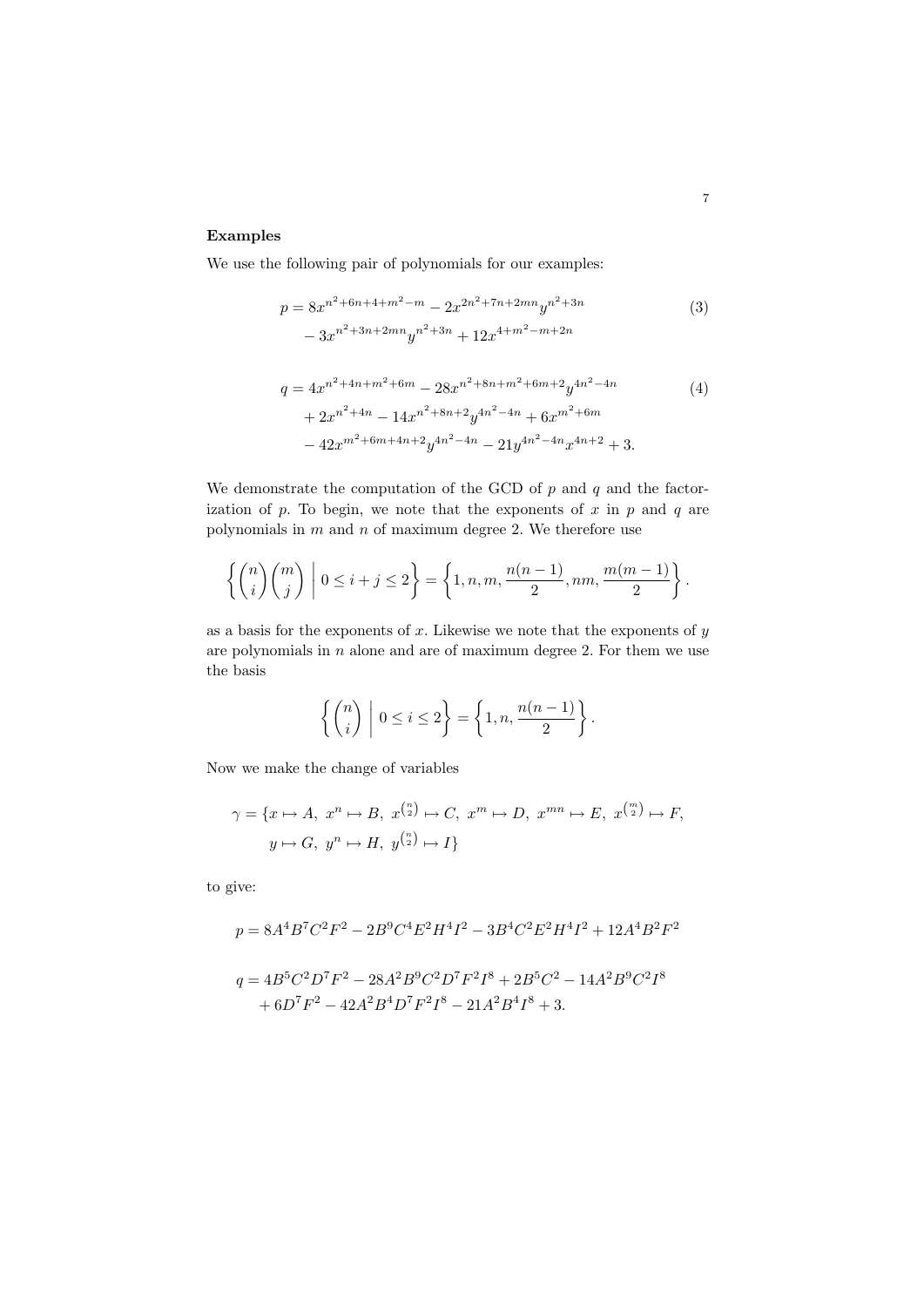**Examples**

We use the following pair of polynomials for our examples:

$$
\begin{aligned}
p = {} & 8x^{n^2+6n+4+m^2-m} - 2x^{2n^2+7n+2mn}y^{n^2+3n} \\
& - 3x^{n^2+3n+2mn}y^{n^2+3n} + 12x^{4+m^2-m+2n}
\end{aligned} \tag{3}
$$

$$
\begin{aligned}
q = {} & 4x^{n^2+4n+m^2+6m} - 28x^{n^2+8n+m^2+6m+2}y^{4n^2-4n} \\
& + 2x^{n^2+4n} - 14x^{n^2+8n+2}y^{4n^2-4n} + 6x^{m^2+6m} \\
& - 42x^{m^2+6m+4n+2}y^{4n^2-4n} - 21y^{4n^2-4n}x^{4n+2} + 3.
\end{aligned} \tag{4}
$$

We demonstrate the computation of the GCD of $p$ and $q$ and the factorization of $p$. To begin, we note that the exponents of $x$ in $p$ and $q$ are polynomials in $m$ and $n$ of maximum degree 2. We therefore use

$$
\left\{ \binom{n}{i}\binom{m}{j} \;\middle|\; 0 \le i+j \le 2 \right\} = \left\{ 1, n, m, \frac{n(n-1)}{2}, nm, \frac{m(m-1)}{2} \right\}.
$$

as a basis for the exponents of $x$. Likewise we note that the exponents of $y$ are polynomials in $n$ alone and are of maximum degree 2. For them we use the basis

$$
\left\{ \binom{n}{i} \;\middle|\; 0 \le i \le 2 \right\} = \left\{ 1, n, \frac{n(n-1)}{2} \right\}.
$$

Now we make the change of variables

$$
\begin{aligned}
\gamma = \{ & x \mapsto A,\ x^n \mapsto B,\ x^{\binom{n}{2}} \mapsto C,\ x^m \mapsto D,\ x^{mn} \mapsto E,\ x^{\binom{m}{2}} \mapsto F, \\
& y \mapsto G,\ y^n \mapsto H,\ y^{\binom{n}{2}} \mapsto I \}
\end{aligned}
$$

to give:

$$
p = 8A^4B^7C^2F^2 - 2B^9C^4E^2H^4I^2 - 3B^4C^2E^2H^4I^2 + 12A^4B^2F^2
$$

$$
\begin{aligned}
q = {} & 4B^5C^2D^7F^2 - 28A^2B^9C^2D^7F^2I^8 + 2B^5C^2 - 14A^2B^9C^2I^8 \\
& + 6D^7F^2 - 42A^2B^4D^7F^2I^8 - 21A^2B^4I^8 + 3.
\end{aligned}
$$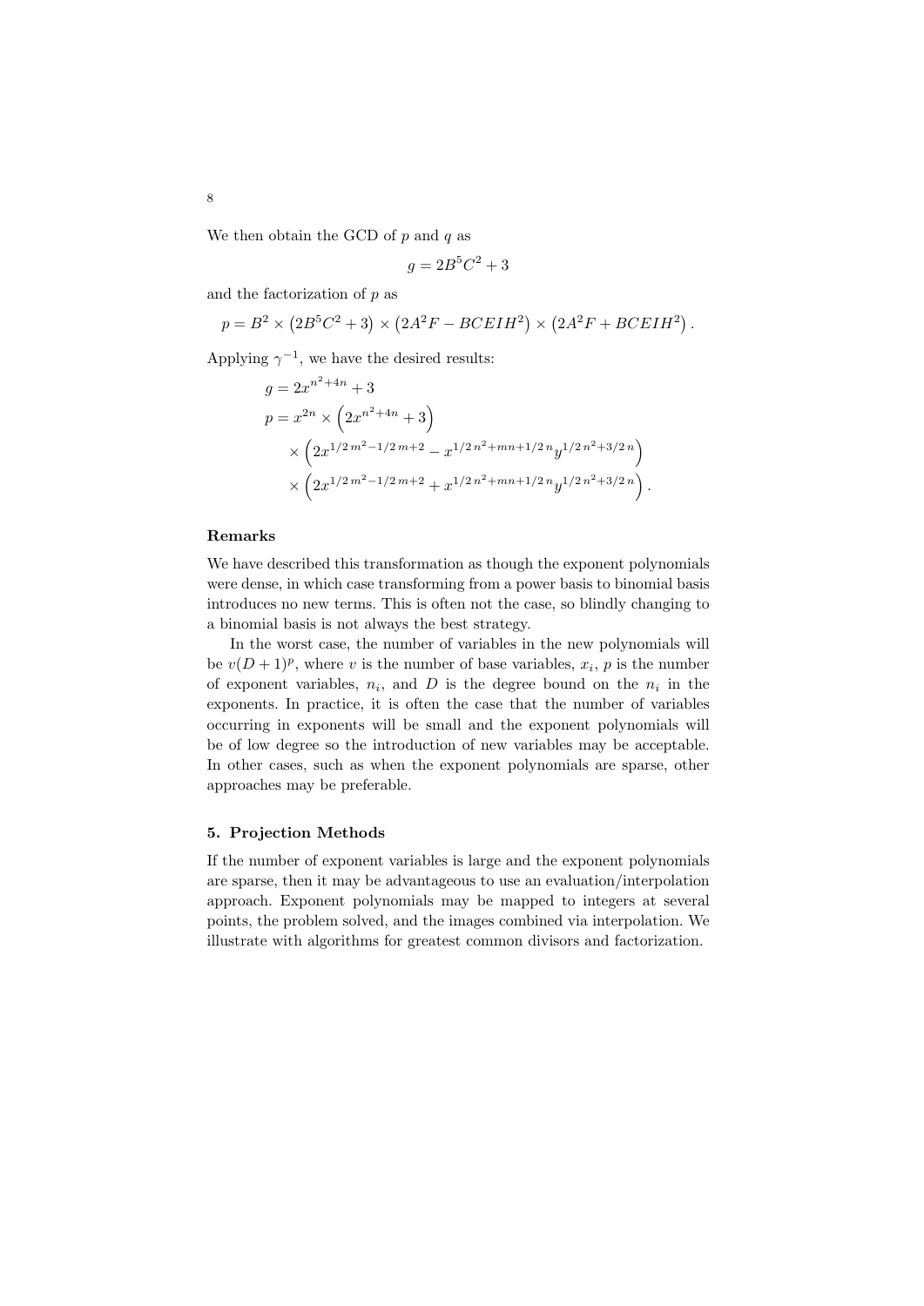We then obtain the GCD of $p$ and $q$ as

$$g = 2B^5C^2 + 3$$

and the factorization of $p$ as

$$p = B^2 \times \left(2B^5C^2 + 3\right) \times \left(2A^2F - BCEIH^2\right) \times \left(2A^2F + BCEIH^2\right).$$

Applying $\gamma^{-1}$, we have the desired results:

$$\begin{aligned}
g &= 2x^{n^2+4n} + 3 \\
p &= x^{2n} \times \left(2x^{n^2+4n} + 3\right) \\
&\quad \times \left(2x^{1/2\,m^2 - 1/2\,m + 2} - x^{1/2\,n^2 + mn + 1/2\,n} y^{1/2\,n^2 + 3/2\,n}\right) \\
&\quad \times \left(2x^{1/2\,m^2 - 1/2\,m + 2} + x^{1/2\,n^2 + mn + 1/2\,n} y^{1/2\,n^2 + 3/2\,n}\right).
\end{aligned}$$

### Remarks

We have described this transformation as though the exponent polynomials were dense, in which case transforming from a power basis to binomial basis introduces no new terms. This is often not the case, so blindly changing to a binomial basis is not always the best strategy.

In the worst case, the number of variables in the new polynomials will be $v(D+1)^p$, where $v$ is the number of base variables, $x_i$, $p$ is the number of exponent variables, $n_i$, and $D$ is the degree bound on the $n_i$ in the exponents. In practice, it is often the case that the number of variables occurring in exponents will be small and the exponent polynomials will be of low degree so the introduction of new variables may be acceptable. In other cases, such as when the exponent polynomials are sparse, other approaches may be preferable.

## 5. Projection Methods

If the number of exponent variables is large and the exponent polynomials are sparse, then it may be advantageous to use an evaluation/interpolation approach. Exponent polynomials may be mapped to integers at several points, the problem solved, and the images combined via interpolation. We illustrate with algorithms for greatest common divisors and factorization.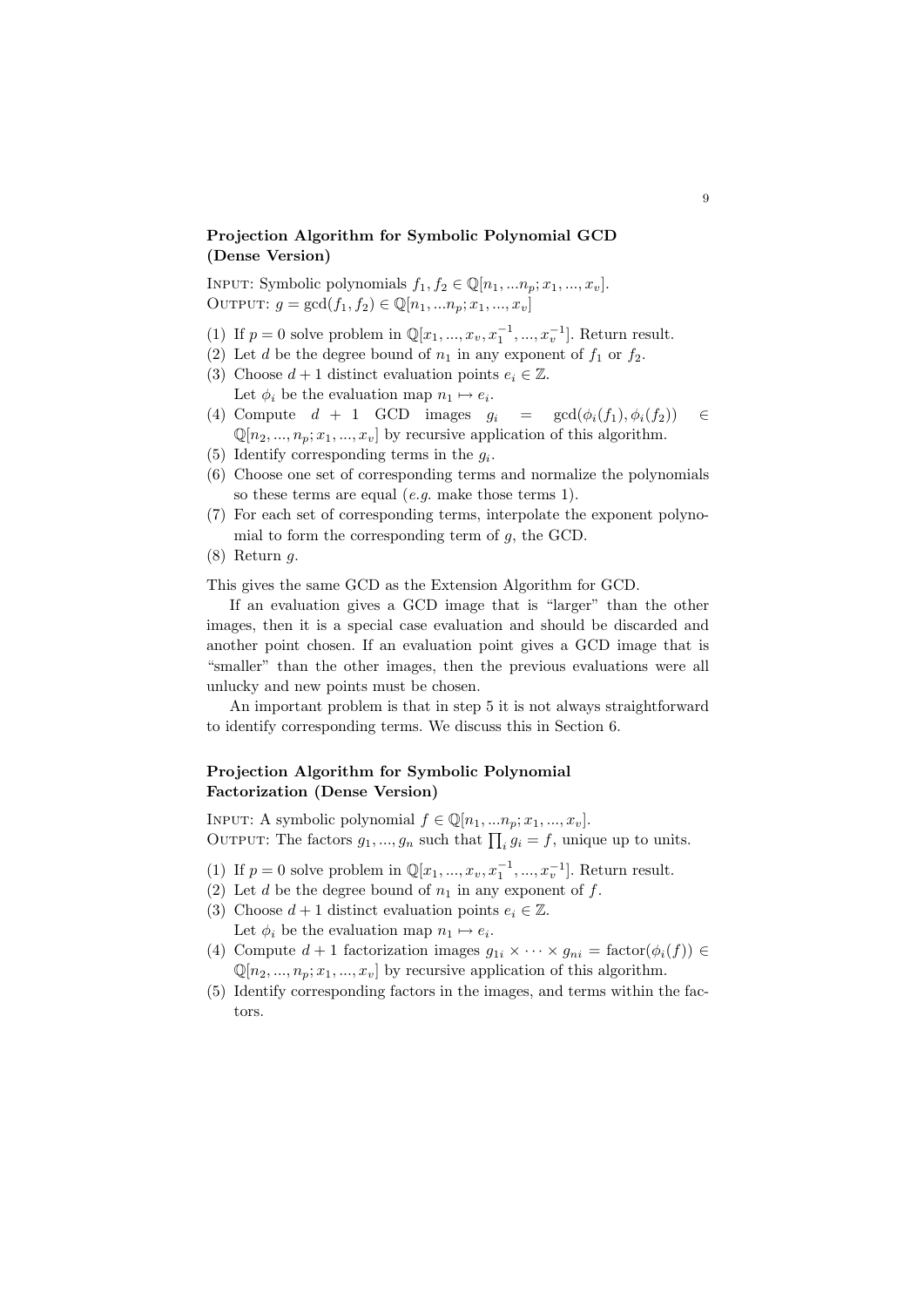### Projection Algorithm for Symbolic Polynomial GCD (Dense Version)

INPUT: Symbolic polynomials $f_1, f_2 \in \mathbb{Q}[n_1, ...n_p; x_1, ..., x_v]$.
OUTPUT: $g = \gcd(f_1, f_2) \in \mathbb{Q}[n_1, ...n_p; x_1, ..., x_v]$

(1) If $p = 0$ solve problem in $\mathbb{Q}[x_1, ..., x_v, x_1^{-1}, ..., x_v^{-1}]$. Return result.
(2) Let $d$ be the degree bound of $n_1$ in any exponent of $f_1$ or $f_2$.
(3) Choose $d + 1$ distinct evaluation points $e_i \in \mathbb{Z}$.
    Let $\phi_i$ be the evaluation map $n_1 \mapsto e_i$.
(4) Compute $d + 1$ GCD images $g_i = \gcd(\phi_i(f_1), \phi_i(f_2)) \in \mathbb{Q}[n_2, ..., n_p; x_1, ..., x_v]$ by recursive application of this algorithm.
(5) Identify corresponding terms in the $g_i$.
(6) Choose one set of corresponding terms and normalize the polynomials so these terms are equal (*e.g.* make those terms 1).
(7) For each set of corresponding terms, interpolate the exponent polynomial to form the corresponding term of $g$, the GCD.
(8) Return $g$.

This gives the same GCD as the Extension Algorithm for GCD.

If an evaluation gives a GCD image that is "larger" than the other images, then it is a special case evaluation and should be discarded and another point chosen. If an evaluation point gives a GCD image that is "smaller" than the other images, then the previous evaluations were all unlucky and new points must be chosen.

An important problem is that in step 5 it is not always straightforward to identify corresponding terms. We discuss this in Section 6.

### Projection Algorithm for Symbolic Polynomial Factorization (Dense Version)

INPUT: A symbolic polynomial $f \in \mathbb{Q}[n_1, ...n_p; x_1, ..., x_v]$.
OUTPUT: The factors $g_1, ..., g_n$ such that $\prod_i g_i = f$, unique up to units.

(1) If $p = 0$ solve problem in $\mathbb{Q}[x_1, ..., x_v, x_1^{-1}, ..., x_v^{-1}]$. Return result.
(2) Let $d$ be the degree bound of $n_1$ in any exponent of $f$.
(3) Choose $d + 1$ distinct evaluation points $e_i \in \mathbb{Z}$.
    Let $\phi_i$ be the evaluation map $n_1 \mapsto e_i$.
(4) Compute $d + 1$ factorization images $g_{1i} \times \cdots \times g_{ni} = \text{factor}(\phi_i(f)) \in \mathbb{Q}[n_2, ..., n_p; x_1, ..., x_v]$ by recursive application of this algorithm.
(5) Identify corresponding factors in the images, and terms within the factors.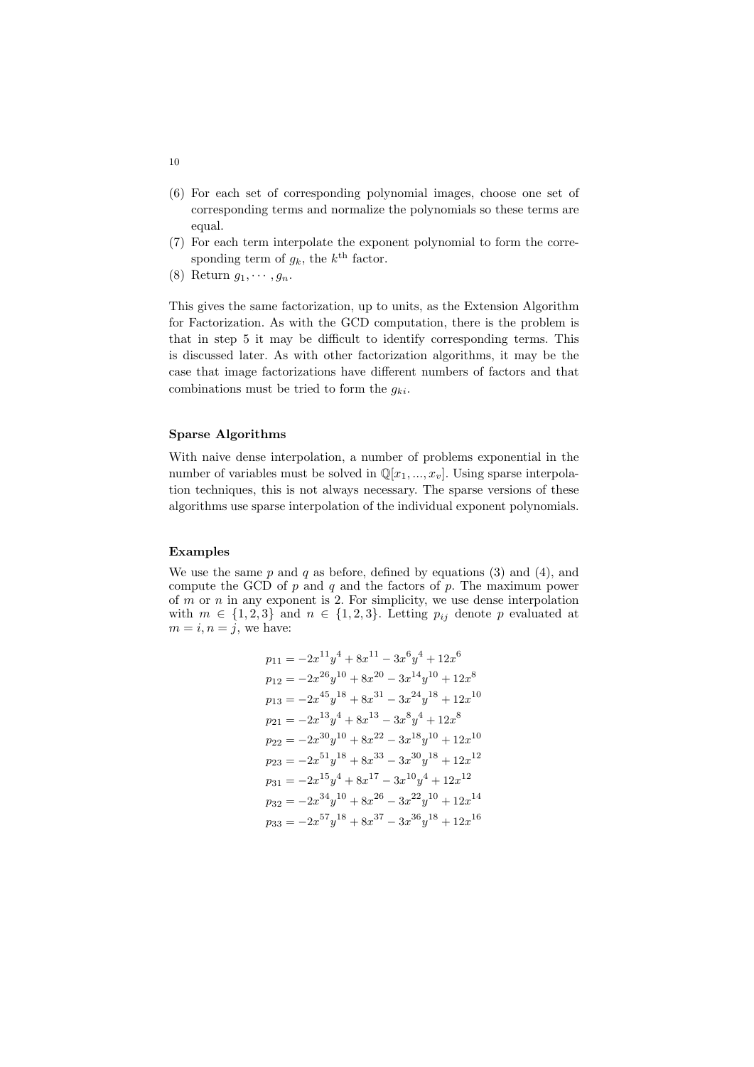(6) For each set of corresponding polynomial images, choose one set of corresponding terms and normalize the polynomials so these terms are equal.
(7) For each term interpolate the exponent polynomial to form the corresponding term of $g_k$, the $k^{\text{th}}$ factor.
(8) Return $g_1, \cdots, g_n$.

This gives the same factorization, up to units, as the Extension Algorithm for Factorization. As with the GCD computation, there is the problem is that in step 5 it may be difficult to identify corresponding terms. This is discussed later. As with other factorization algorithms, it may be the case that image factorizations have different numbers of factors and that combinations must be tried to form the $g_{ki}$.

### Sparse Algorithms

With naive dense interpolation, a number of problems exponential in the number of variables must be solved in $\mathbb{Q}[x_1, ..., x_v]$. Using sparse interpolation techniques, this is not always necessary. The sparse versions of these algorithms use sparse interpolation of the individual exponent polynomials.

### Examples

We use the same $p$ and $q$ as before, defined by equations (3) and (4), and compute the GCD of $p$ and $q$ and the factors of $p$. The maximum power of $m$ or $n$ in any exponent is 2. For simplicity, we use dense interpolation with $m \in \{1, 2, 3\}$ and $n \in \{1, 2, 3\}$. Letting $p_{ij}$ denote $p$ evaluated at $m = i, n = j$, we have:

$$
\begin{aligned}
p_{11} &= -2x^{11}y^4 + 8x^{11} - 3x^6y^4 + 12x^6 \\
p_{12} &= -2x^{26}y^{10} + 8x^{20} - 3x^{14}y^{10} + 12x^8 \\
p_{13} &= -2x^{45}y^{18} + 8x^{31} - 3x^{24}y^{18} + 12x^{10} \\
p_{21} &= -2x^{13}y^4 + 8x^{13} - 3x^8y^4 + 12x^8 \\
p_{22} &= -2x^{30}y^{10} + 8x^{22} - 3x^{18}y^{10} + 12x^{10} \\
p_{23} &= -2x^{51}y^{18} + 8x^{33} - 3x^{30}y^{18} + 12x^{12} \\
p_{31} &= -2x^{15}y^4 + 8x^{17} - 3x^{10}y^4 + 12x^{12} \\
p_{32} &= -2x^{34}y^{10} + 8x^{26} - 3x^{22}y^{10} + 12x^{14} \\
p_{33} &= -2x^{57}y^{18} + 8x^{37} - 3x^{36}y^{18} + 12x^{16}
\end{aligned}
$$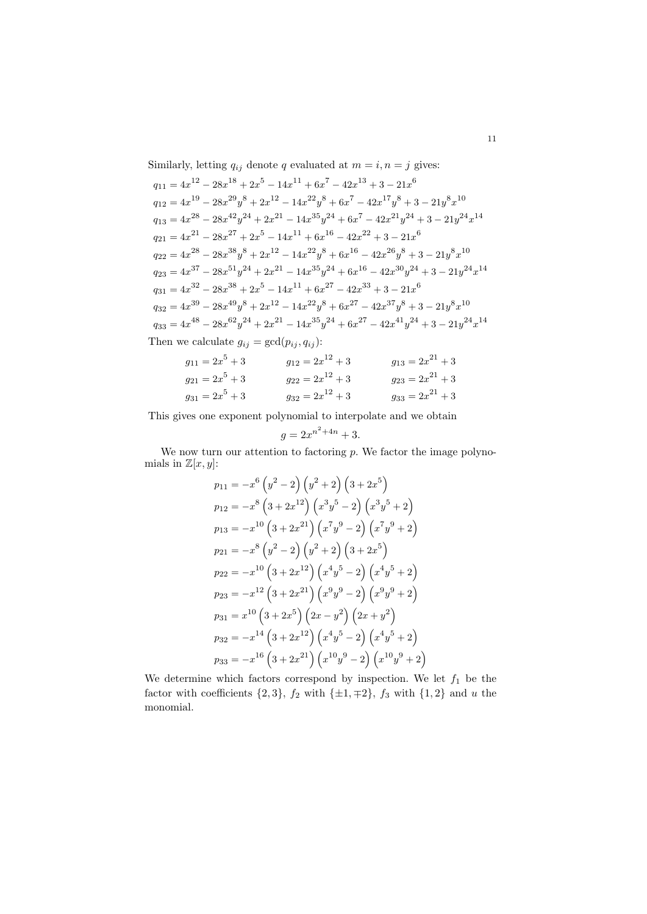Similarly, letting $q_{ij}$ denote $q$ evaluated at $m = i, n = j$ gives:

$$q_{11} = 4x^{12} - 28x^{18} + 2x^5 - 14x^{11} + 6x^7 - 42x^{13} + 3 - 21x^6$$
$$q_{12} = 4x^{19} - 28x^{29}y^8 + 2x^{12} - 14x^{22}y^8 + 6x^7 - 42x^{17}y^8 + 3 - 21y^8x^{10}$$
$$q_{13} = 4x^{28} - 28x^{42}y^{24} + 2x^{21} - 14x^{35}y^{24} + 6x^7 - 42x^{21}y^{24} + 3 - 21y^{24}x^{14}$$
$$q_{21} = 4x^{21} - 28x^{27} + 2x^5 - 14x^{11} + 6x^{16} - 42x^{22} + 3 - 21x^6$$
$$q_{22} = 4x^{28} - 28x^{38}y^8 + 2x^{12} - 14x^{22}y^8 + 6x^{16} - 42x^{26}y^8 + 3 - 21y^8x^{10}$$
$$q_{23} = 4x^{37} - 28x^{51}y^{24} + 2x^{21} - 14x^{35}y^{24} + 6x^{16} - 42x^{30}y^{24} + 3 - 21y^{24}x^{14}$$
$$q_{31} = 4x^{32} - 28x^{38} + 2x^5 - 14x^{11} + 6x^{27} - 42x^{33} + 3 - 21x^6$$
$$q_{32} = 4x^{39} - 28x^{49}y^8 + 2x^{12} - 14x^{22}y^8 + 6x^{27} - 42x^{37}y^8 + 3 - 21y^8x^{10}$$
$$q_{33} = 4x^{48} - 28x^{62}y^{24} + 2x^{21} - 14x^{35}y^{24} + 6x^{27} - 42x^{41}y^{24} + 3 - 21y^{24}x^{14}$$

Then we calculate $g_{ij} = \gcd(p_{ij}, q_{ij})$:

$$g_{11} = 2x^5 + 3 \qquad g_{12} = 2x^{12} + 3 \qquad g_{13} = 2x^{21} + 3$$
$$g_{21} = 2x^5 + 3 \qquad g_{22} = 2x^{12} + 3 \qquad g_{23} = 2x^{21} + 3$$
$$g_{31} = 2x^5 + 3 \qquad g_{32} = 2x^{12} + 3 \qquad g_{33} = 2x^{21} + 3$$

This gives one exponent polynomial to interpolate and we obtain

$$g = 2x^{n^2+4n} + 3.$$

We now turn our attention to factoring $p$. We factor the image polynomials in $\mathbb{Z}[x, y]$:

$$p_{11} = -x^6\left(y^2 - 2\right)\left(y^2 + 2\right)\left(3 + 2x^5\right)$$
$$p_{12} = -x^8\left(3 + 2x^{12}\right)\left(x^3y^5 - 2\right)\left(x^3y^5 + 2\right)$$
$$p_{13} = -x^{10}\left(3 + 2x^{21}\right)\left(x^7y^9 - 2\right)\left(x^7y^9 + 2\right)$$
$$p_{21} = -x^8\left(y^2 - 2\right)\left(y^2 + 2\right)\left(3 + 2x^5\right)$$
$$p_{22} = -x^{10}\left(3 + 2x^{12}\right)\left(x^4y^5 - 2\right)\left(x^4y^5 + 2\right)$$
$$p_{23} = -x^{12}\left(3 + 2x^{21}\right)\left(x^9y^9 - 2\right)\left(x^9y^9 + 2\right)$$
$$p_{31} = x^{10}\left(3 + 2x^5\right)\left(2x - y^2\right)\left(2x + y^2\right)$$
$$p_{32} = -x^{14}\left(3 + 2x^{12}\right)\left(x^4y^5 - 2\right)\left(x^4y^5 + 2\right)$$
$$p_{33} = -x^{16}\left(3 + 2x^{21}\right)\left(x^{10}y^9 - 2\right)\left(x^{10}y^9 + 2\right)$$

We determine which factors correspond by inspection. We let $f_1$ be the factor with coefficients $\{2, 3\}$, $f_2$ with $\{\pm 1, \mp 2\}$, $f_3$ with $\{1, 2\}$ and $u$ the monomial.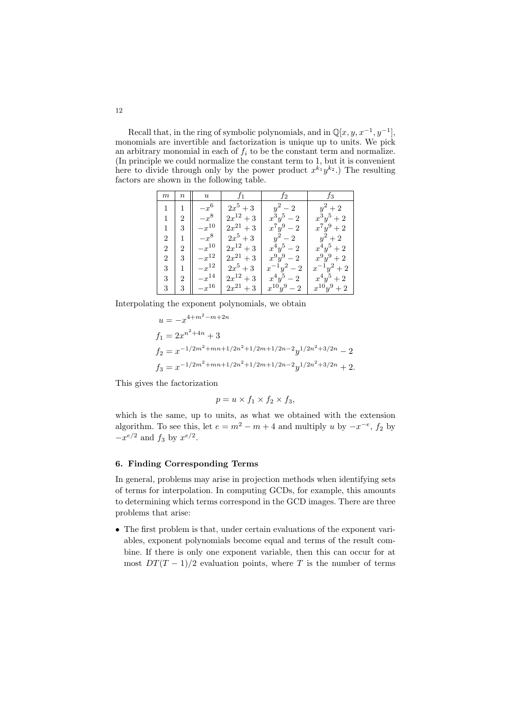Recall that, in the ring of symbolic polynomials, and in $\mathbb{Q}[x, y, x^{-1}, y^{-1}]$, monomials are invertible and factorization is unique up to units. We pick an arbitrary monomial in each of $f_i$ to be the constant term and normalize. (In principle we could normalize the constant term to 1, but it is convenient here to divide through only by the power product $x^{k_1}y^{k_2}$.) The resulting factors are shown in the following table.

| $m$ | $n$ | $u$ | $f_1$ | $f_2$ | $f_3$ |
|---|---|---|---|---|---|
| 1 | 1 | $-x^6$ | $2x^5 + 3$ | $y^2 - 2$ | $y^2 + 2$ |
| 1 | 2 | $-x^8$ | $2x^{12} + 3$ | $x^3y^5 - 2$ | $x^3y^5 + 2$ |
| 1 | 3 | $-x^{10}$ | $2x^{21} + 3$ | $x^7y^9 - 2$ | $x^7y^9 + 2$ |
| 2 | 1 | $-x^8$ | $2x^5 + 3$ | $y^2 - 2$ | $y^2 + 2$ |
| 2 | 2 | $-x^{10}$ | $2x^{12} + 3$ | $x^4y^5 - 2$ | $x^4y^5 + 2$ |
| 2 | 3 | $-x^{12}$ | $2x^{21} + 3$ | $x^9y^9 - 2$ | $x^9y^9 + 2$ |
| 3 | 1 | $-x^{12}$ | $2x^5 + 3$ | $x^{-1}y^2 - 2$ | $x^{-1}y^2 + 2$ |
| 3 | 2 | $-x^{14}$ | $2x^{12} + 3$ | $x^4y^5 - 2$ | $x^4y^5 + 2$ |
| 3 | 3 | $-x^{16}$ | $2x^{21} + 3$ | $x^{10}y^9 - 2$ | $x^{10}y^9 + 2$ |

Interpolating the exponent polynomials, we obtain

$$
\begin{aligned}
u &= -x^{4+m^2-m+2n} \\
f_1 &= 2x^{n^2+4n} + 3 \\
f_2 &= x^{-1/2m^2+mn+1/2n^2+1/2m+1/2n-2}y^{1/2n^2+3/2n} - 2 \\
f_3 &= x^{-1/2m^2+mn+1/2n^2+1/2m+1/2n-2}y^{1/2n^2+3/2n} + 2.
\end{aligned}
$$

This gives the factorization

$$p = u \times f_1 \times f_2 \times f_3,$$

which is the same, up to units, as what we obtained with the extension algorithm. To see this, let $e = m^2 - m + 4$ and multiply $u$ by $-x^{-e}$, $f_2$ by $-x^{e/2}$ and $f_3$ by $x^{e/2}$.

## 6. Finding Corresponding Terms

In general, problems may arise in projection methods when identifying sets of terms for interpolation. In computing GCDs, for example, this amounts to determining which terms correspond in the GCD images. There are three problems that arise:

- The first problem is that, under certain evaluations of the exponent variables, exponent polynomials become equal and terms of the result combine. If there is only one exponent variable, then this can occur for at most $DT(T-1)/2$ evaluation points, where $T$ is the number of terms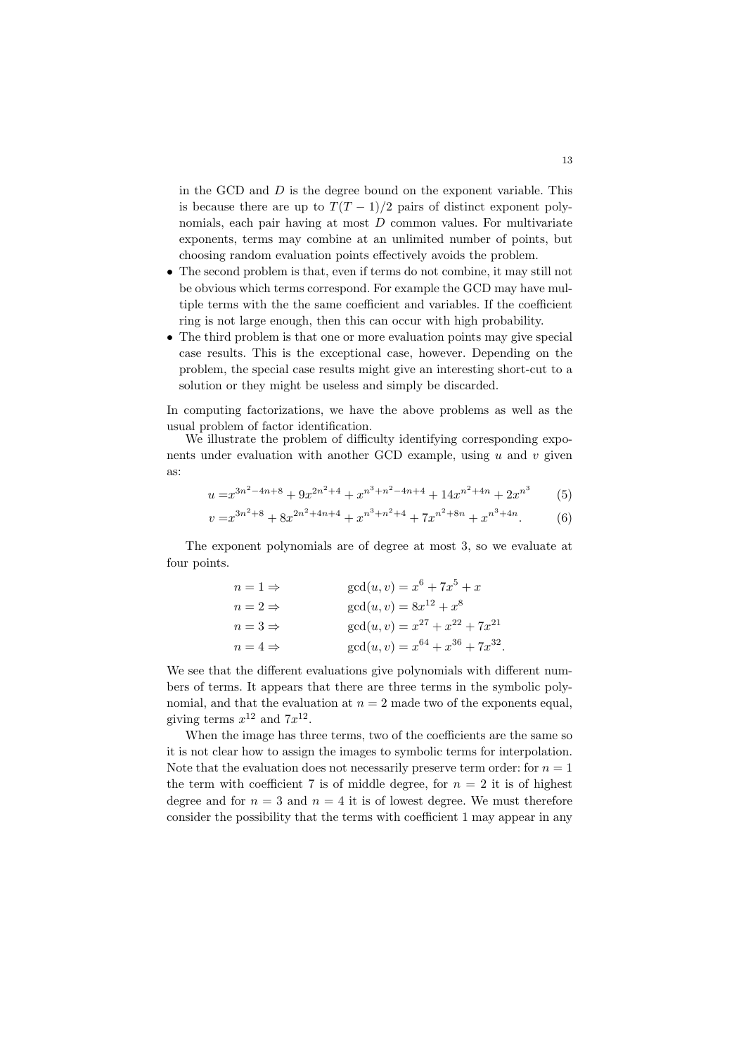in the GCD and $D$ is the degree bound on the exponent variable. This is because there are up to $T(T-1)/2$ pairs of distinct exponent polynomials, each pair having at most $D$ common values. For multivariate exponents, terms may combine at an unlimited number of points, but choosing random evaluation points effectively avoids the problem.

- The second problem is that, even if terms do not combine, it may still not be obvious which terms correspond. For example the GCD may have multiple terms with the the same coefficient and variables. If the coefficient ring is not large enough, then this can occur with high probability.
- The third problem is that one or more evaluation points may give special case results. This is the exceptional case, however. Depending on the problem, the special case results might give an interesting short-cut to a solution or they might be useless and simply be discarded.

In computing factorizations, we have the above problems as well as the usual problem of factor identification.

We illustrate the problem of difficulty identifying corresponding exponents under evaluation with another GCD example, using $u$ and $v$ given as:

$$u = x^{3n^2-4n+8} + 9x^{2n^2+4} + x^{n^3+n^2-4n+4} + 14x^{n^2+4n} + 2x^{n^3} \tag{5}$$

$$v = x^{3n^2+8} + 8x^{2n^2+4n+4} + x^{n^3+n^2+4} + 7x^{n^2+8n} + x^{n^3+4n}. \tag{6}$$

The exponent polynomials are of degree at most 3, so we evaluate at four points.

$$\begin{aligned}
n = 1 &\Rightarrow & \gcd(u, v) &= x^6 + 7x^5 + x \\
n = 2 &\Rightarrow & \gcd(u, v) &= 8x^{12} + x^8 \\
n = 3 &\Rightarrow & \gcd(u, v) &= x^{27} + x^{22} + 7x^{21} \\
n = 4 &\Rightarrow & \gcd(u, v) &= x^{64} + x^{36} + 7x^{32}.
\end{aligned}$$

We see that the different evaluations give polynomials with different numbers of terms. It appears that there are three terms in the symbolic polynomial, and that the evaluation at $n = 2$ made two of the exponents equal, giving terms $x^{12}$ and $7x^{12}$.

When the image has three terms, two of the coefficients are the same so it is not clear how to assign the images to symbolic terms for interpolation. Note that the evaluation does not necessarily preserve term order: for $n = 1$ the term with coefficient 7 is of middle degree, for $n = 2$ it is of highest degree and for $n = 3$ and $n = 4$ it is of lowest degree. We must therefore consider the possibility that the terms with coefficient 1 may appear in any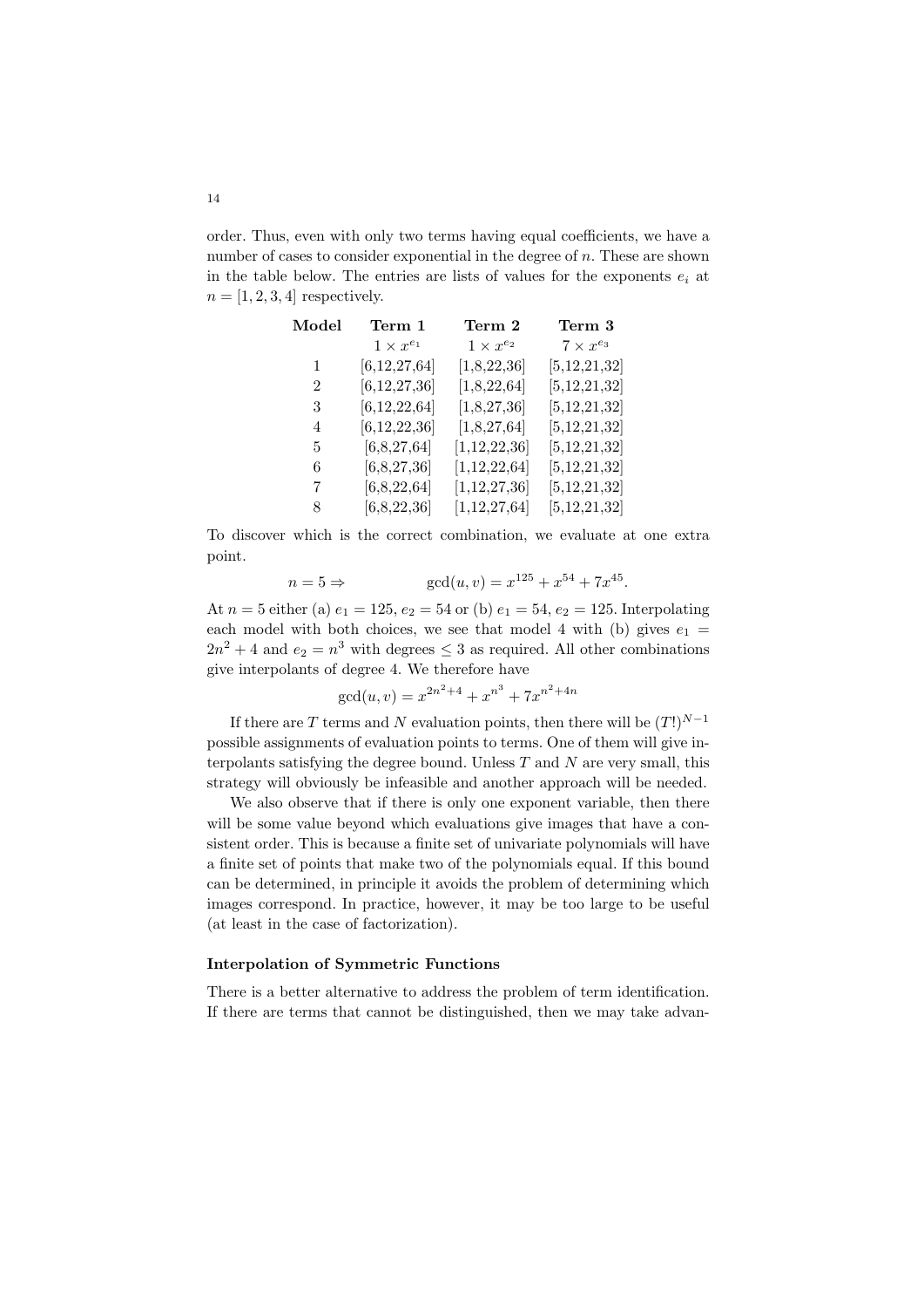order. Thus, even with only two terms having equal coefficients, we have a number of cases to consider exponential in the degree of $n$. These are shown in the table below. The entries are lists of values for the exponents $e_i$ at $n = [1, 2, 3, 4]$ respectively.

| **Model** | **Term 1** | **Term 2** | **Term 3** |
|---|---|---|---|
| | $1 \times x^{e_1}$ | $1 \times x^{e_2}$ | $7 \times x^{e_3}$ |
| 1 | [6,12,27,64] | [1,8,22,36] | [5,12,21,32] |
| 2 | [6,12,27,36] | [1,8,22,64] | [5,12,21,32] |
| 3 | [6,12,22,64] | [1,8,27,36] | [5,12,21,32] |
| 4 | [6,12,22,36] | [1,8,27,64] | [5,12,21,32] |
| 5 | [6,8,27,64] | [1,12,22,36] | [5,12,21,32] |
| 6 | [6,8,27,36] | [1,12,22,64] | [5,12,21,32] |
| 7 | [6,8,22,64] | [1,12,27,36] | [5,12,21,32] |
| 8 | [6,8,22,36] | [1,12,27,64] | [5,12,21,32] |

To discover which is the correct combination, we evaluate at one extra point.

$$n = 5 \Rightarrow \qquad \gcd(u, v) = x^{125} + x^{54} + 7x^{45}.$$

At $n = 5$ either (a) $e_1 = 125$, $e_2 = 54$ or (b) $e_1 = 54$, $e_2 = 125$. Interpolating each model with both choices, we see that model 4 with (b) gives $e_1 = 2n^2 + 4$ and $e_2 = n^3$ with degrees $\leq 3$ as required. All other combinations give interpolants of degree 4. We therefore have

$$\gcd(u, v) = x^{2n^2+4} + x^{n^3} + 7x^{n^2+4n}$$

If there are $T$ terms and $N$ evaluation points, then there will be $(T!)^{N-1}$ possible assignments of evaluation points to terms. One of them will give interpolants satisfying the degree bound. Unless $T$ and $N$ are very small, this strategy will obviously be infeasible and another approach will be needed.

We also observe that if there is only one exponent variable, then there will be some value beyond which evaluations give images that have a consistent order. This is because a finite set of univariate polynomials will have a finite set of points that make two of the polynomials equal. If this bound can be determined, in principle it avoids the problem of determining which images correspond. In practice, however, it may be too large to be useful (at least in the case of factorization).

### Interpolation of Symmetric Functions

There is a better alternative to address the problem of term identification. If there are terms that cannot be distinguished, then we may take advan-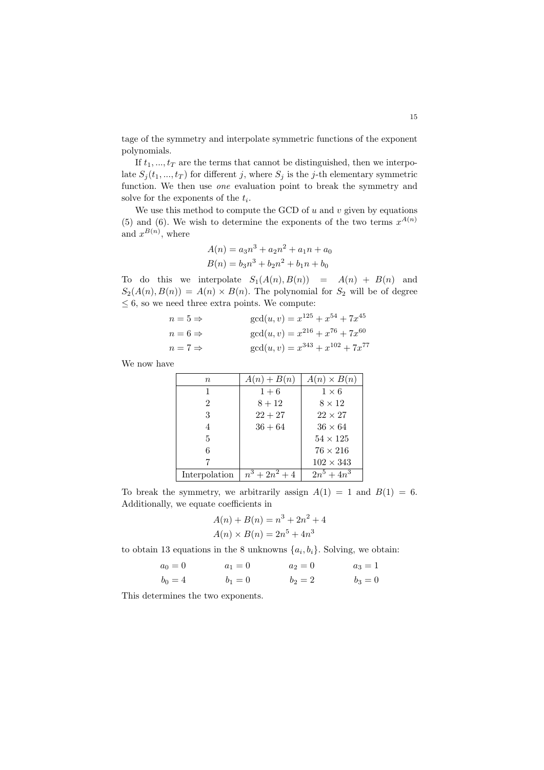tage of the symmetry and interpolate symmetric functions of the exponent polynomials.

If $t_1, ..., t_T$ are the terms that cannot be distinguished, then we interpolate $S_j(t_1, ..., t_T)$ for different $j$, where $S_j$ is the $j$-th elementary symmetric function. We then use *one* evaluation point to break the symmetry and solve for the exponents of the $t_i$.

We use this method to compute the GCD of $u$ and $v$ given by equations (5) and (6). We wish to determine the exponents of the two terms $x^{A(n)}$ and $x^{B(n)}$, where

$$A(n) = a_3n^3 + a_2n^2 + a_1n + a_0$$
$$B(n) = b_3n^3 + b_2n^2 + b_1n + b_0$$

To do this we interpolate $S_1(A(n), B(n)) = A(n) + B(n)$ and $S_2(A(n), B(n)) = A(n) \times B(n)$. The polynomial for $S_2$ will be of degree $\leq 6$, so we need three extra points. We compute:

$$n = 5 \Rightarrow \qquad \gcd(u, v) = x^{125} + x^{54} + 7x^{45}$$
$$n = 6 \Rightarrow \qquad \gcd(u, v) = x^{216} + x^{76} + 7x^{60}$$
$$n = 7 \Rightarrow \qquad \gcd(u, v) = x^{343} + x^{102} + 7x^{77}$$

We now have

| $n$ | $A(n) + B(n)$ | $A(n) \times B(n)$ |
|---|---|---|
| 1 | $1 + 6$ | $1 \times 6$ |
| 2 | $8 + 12$ | $8 \times 12$ |
| 3 | $22 + 27$ | $22 \times 27$ |
| 4 | $36 + 64$ | $36 \times 64$ |
| 5 | | $54 \times 125$ |
| 6 | | $76 \times 216$ |
| 7 | | $102 \times 343$ |
| Interpolation | $n^3 + 2n^2 + 4$ | $2n^5 + 4n^3$ |

To break the symmetry, we arbitrarily assign $A(1) = 1$ and $B(1) = 6$. Additionally, we equate coefficients in

$$A(n) + B(n) = n^3 + 2n^2 + 4$$
$$A(n) \times B(n) = 2n^5 + 4n^3$$

to obtain 13 equations in the 8 unknowns $\{a_i, b_i\}$. Solving, we obtain:

$$a_0 = 0 \qquad a_1 = 0 \qquad a_2 = 0 \qquad a_3 = 1$$
$$b_0 = 4 \qquad b_1 = 0 \qquad b_2 = 2 \qquad b_3 = 0$$

This determines the two exponents.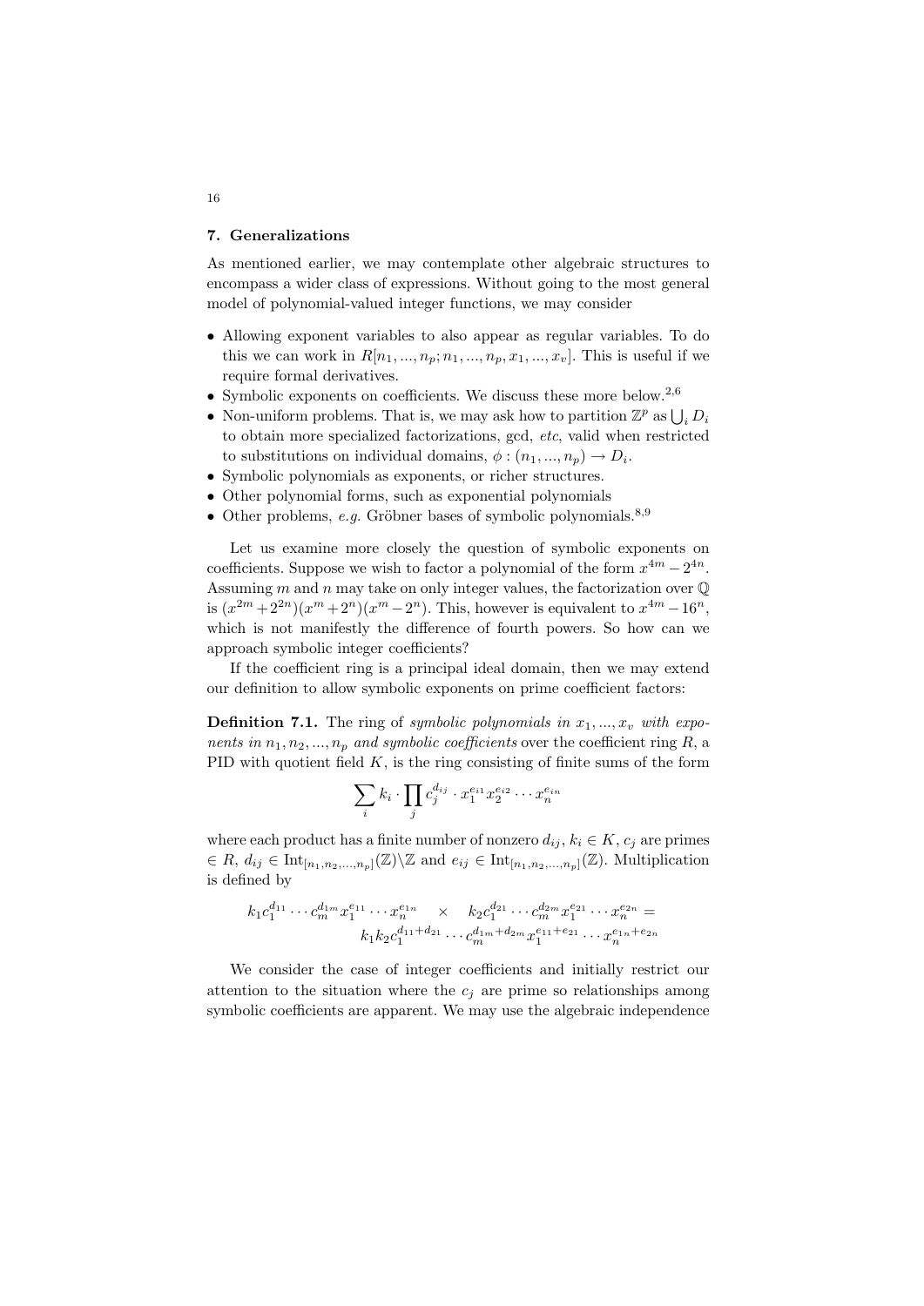## 7. Generalizations

As mentioned earlier, we may contemplate other algebraic structures to encompass a wider class of expressions. Without going to the most general model of polynomial-valued integer functions, we may consider

- Allowing exponent variables to also appear as regular variables. To do this we can work in $R[n_1, ..., n_p; n_1, ..., n_p, x_1, ..., x_v]$. This is useful if we require formal derivatives.
- Symbolic exponents on coefficients. We discuss these more below.[2,6]
- Non-uniform problems. That is, we may ask how to partition $\mathbb{Z}^p$ as $\bigcup_i D_i$ to obtain more specialized factorizations, gcd, *etc*, valid when restricted to substitutions on individual domains, $\phi : (n_1, ..., n_p) \to D_i$.
- Symbolic polynomials as exponents, or richer structures.
- Other polynomial forms, such as exponential polynomials
- Other problems, *e.g.* Gröbner bases of symbolic polynomials.[8,9]

Let us examine more closely the question of symbolic exponents on coefficients. Suppose we wish to factor a polynomial of the form $x^{4m} - 2^{4n}$. Assuming $m$ and $n$ may take on only integer values, the factorization over $\mathbb{Q}$ is $(x^{2m}+2^{2n})(x^m+2^n)(x^m-2^n)$. This, however is equivalent to $x^{4m}-16^n$, which is not manifestly the difference of fourth powers. So how can we approach symbolic integer coefficients?

If the coefficient ring is a principal ideal domain, then we may extend our definition to allow symbolic exponents on prime coefficient factors:

**Definition 7.1.** The ring of *symbolic polynomials in* $x_1, ..., x_v$ *with exponents in* $n_1, n_2, ..., n_p$ *and symbolic coefficients* over the coefficient ring $R$, a PID with quotient field $K$, is the ring consisting of finite sums of the form

$$\sum_i k_i \cdot \prod_j c_j^{d_{ij}} \cdot x_1^{e_{i1}} x_2^{e_{i2}} \cdots x_n^{e_{in}}$$

where each product has a finite number of nonzero $d_{ij}$, $k_i \in K$, $c_j$ are primes $\in R$, $d_{ij} \in \mathrm{Int}_{[n_1,n_2,...,n_p]}(\mathbb{Z}) \backslash \mathbb{Z}$ and $e_{ij} \in \mathrm{Int}_{[n_1,n_2,...,n_p]}(\mathbb{Z})$. Multiplication is defined by

$$k_1 c_1^{d_{11}} \cdots c_m^{d_{1m}} x_1^{e_{11}} \cdots x_n^{e_{1n}} \quad \times \quad k_2 c_1^{d_{21}} \cdots c_m^{d_{2m}} x_1^{e_{21}} \cdots x_n^{e_{2n}} = k_1 k_2 c_1^{d_{11}+d_{21}} \cdots c_m^{d_{1m}+d_{2m}} x_1^{e_{11}+e_{21}} \cdots x_n^{e_{1n}+e_{2n}}$$

We consider the case of integer coefficients and initially restrict our attention to the situation where the $c_j$ are prime so relationships among symbolic coefficients are apparent. We may use the algebraic independence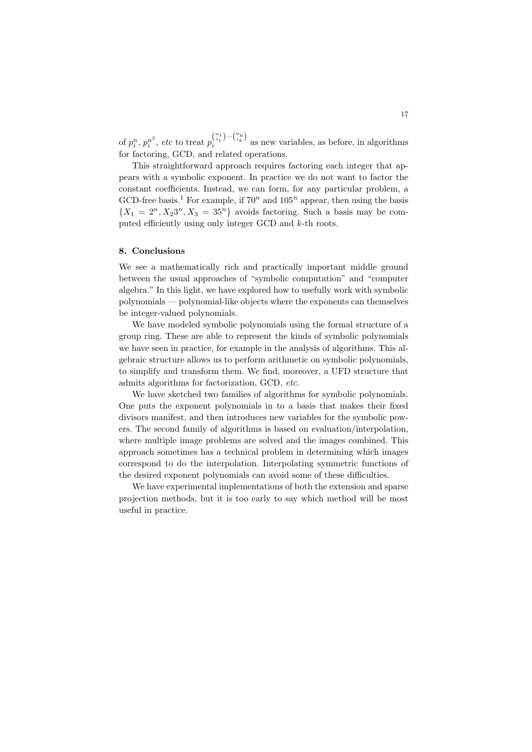of $p_i^n$, $p_i^{n^2}$, *etc* to treat $p_i^{\binom{n_1}{i_1}\cdots\binom{n_k}{i_k}}$ as new variables, as before, in algorithms for factoring, GCD, and related operations.

This straightforward approach requires factoring each integer that appears with a symbolic exponent. In practice we do not want to factor the constant coefficients. Instead, we can form, for any particular problem, a GCD-free basis.[1] For example, if $70^n$ and $105^n$ appear, then using the basis $\{X_1 = 2^n, X_2 3^n, X_3 = 35^n\}$ avoids factoring. Such a basis may be computed efficiently using only integer GCD and $k$-th roots.

## 8. Conclusions

We see a mathematically rich and practically important middle ground between the usual approaches of "symbolic computation" and "computer algebra." In this light, we have explored how to usefully work with symbolic polynomials — polynomial-like objects where the exponents can themselves be integer-valued polynomials.

We have modeled symbolic polynomials using the formal structure of a group ring. These are able to represent the kinds of symbolic polynomials we have seen in practice, for example in the analysis of algorithms. This algebraic structure allows us to perform arithmetic on symbolic polynomials, to simplify and transform them. We find, moreover, a UFD structure that admits algorithms for factorization, GCD, *etc.*

We have sketched two families of algorithms for symbolic polynomials. One puts the exponent polynomials in to a basis that makes their fixed divisors manifest, and then introduces new variables for the symbolic powers. The second family of algorithms is based on evaluation/interpolation, where multiple image problems are solved and the images combined. This approach sometimes has a technical problem in determining which images correspond to do the interpolation. Interpolating symmetric functions of the desired exponent polynomials can avoid some of these difficulties.

We have experimental implementations of both the extension and sparse projection methods, but it is too early to say which method will be most useful in practice.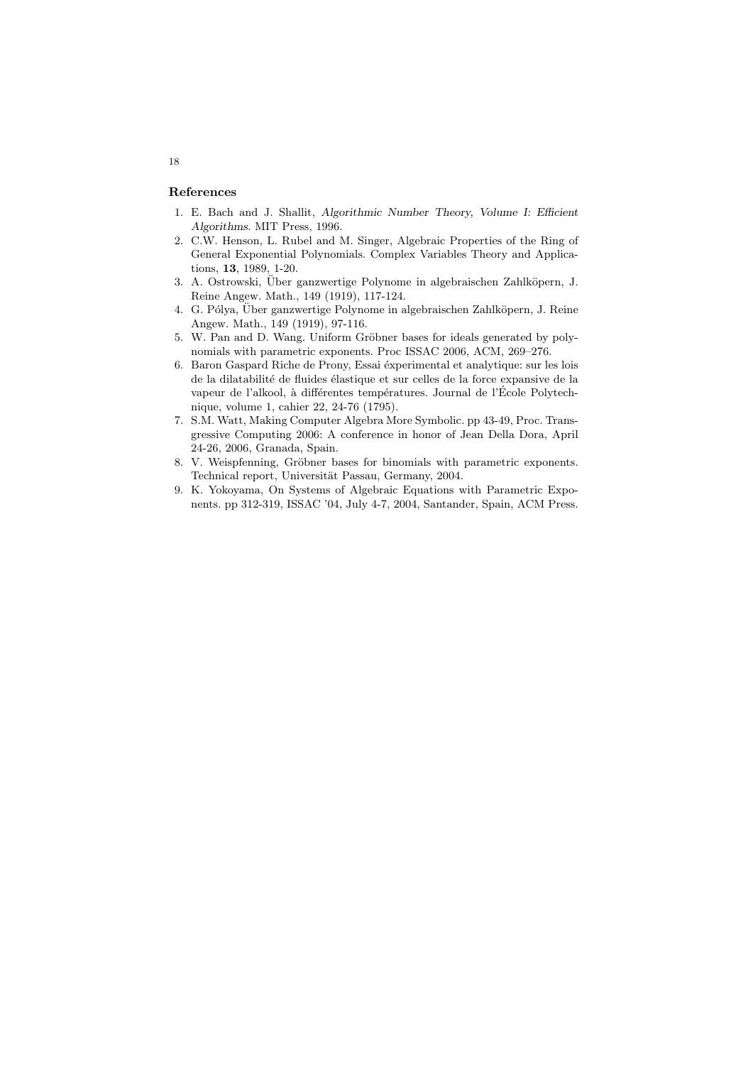## References

1. E. Bach and J. Shallit, *Algorithmic Number Theory, Volume I: Efficient Algorithms*. MIT Press, 1996.
2. C.W. Henson, L. Rubel and M. Singer, Algebraic Properties of the Ring of General Exponential Polynomials. Complex Variables Theory and Applications, **13**, 1989, 1-20.
3. A. Ostrowski, Über ganzwertige Polynome in algebraischen Zahlköpern, J. Reine Angew. Math., 149 (1919), 117-124.
4. G. Pólya, Über ganzwertige Polynome in algebraischen Zahlköpern, J. Reine Angew. Math., 149 (1919), 97-116.
5. W. Pan and D. Wang. Uniform Gröbner bases for ideals generated by polynomials with parametric exponents. Proc ISSAC 2006, ACM, 269–276.
6. Baron Gaspard Riche de Prony, Essai éxperimental et analytique: sur les lois de la dilatabilité de fluides élastique et sur celles de la force expansive de la vapeur de l'alkool, à différentes températures. Journal de l'École Polytechnique, volume 1, cahier 22, 24-76 (1795).
7. S.M. Watt, Making Computer Algebra More Symbolic. pp 43-49, Proc. Transgressive Computing 2006: A conference in honor of Jean Della Dora, April 24-26, 2006, Granada, Spain.
8. V. Weispfenning, Gröbner bases for binomials with parametric exponents. Technical report, Universität Passau, Germany, 2004.
9. K. Yokoyama, On Systems of Algebraic Equations with Parametric Exponents. pp 312-319, ISSAC '04, July 4-7, 2004, Santander, Spain, ACM Press.